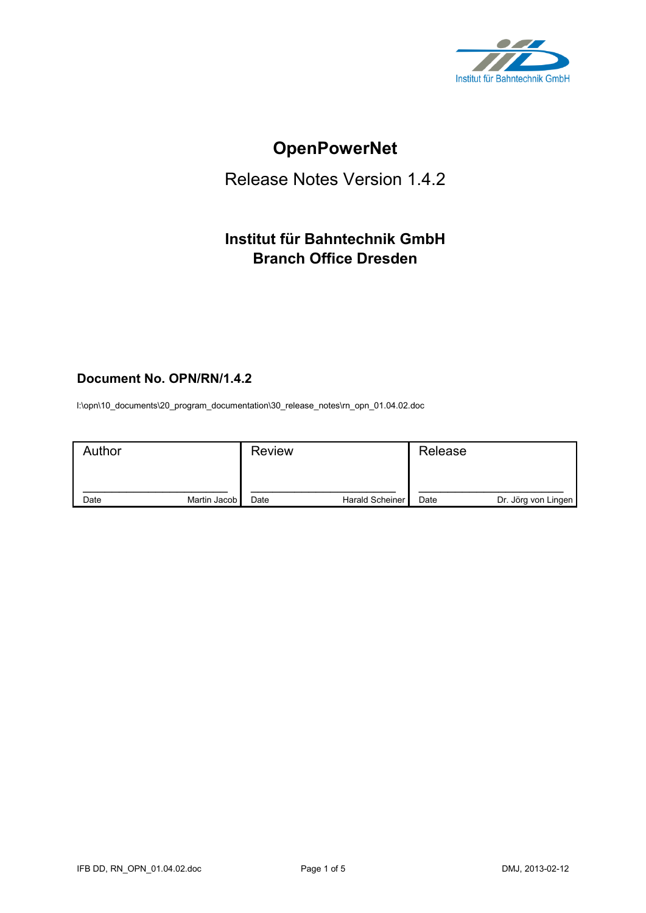Institut für Bahntechnik GmbH

# OpenPowerNet

## Release Notes Version 1.4.2

### Institut für Bahntechnik GmbH
### Branch Office Dresden

**Document No. OPN/RN/1.4.2**

I:\opn\10_documents\20_program_documentation\30_release_notes\rn_opn_01.04.02.doc

| Author | Review | Release |
|---|---|---|
| Date Martin Jacob | Date Harald Scheiner | Date Dr. Jörg von Lingen |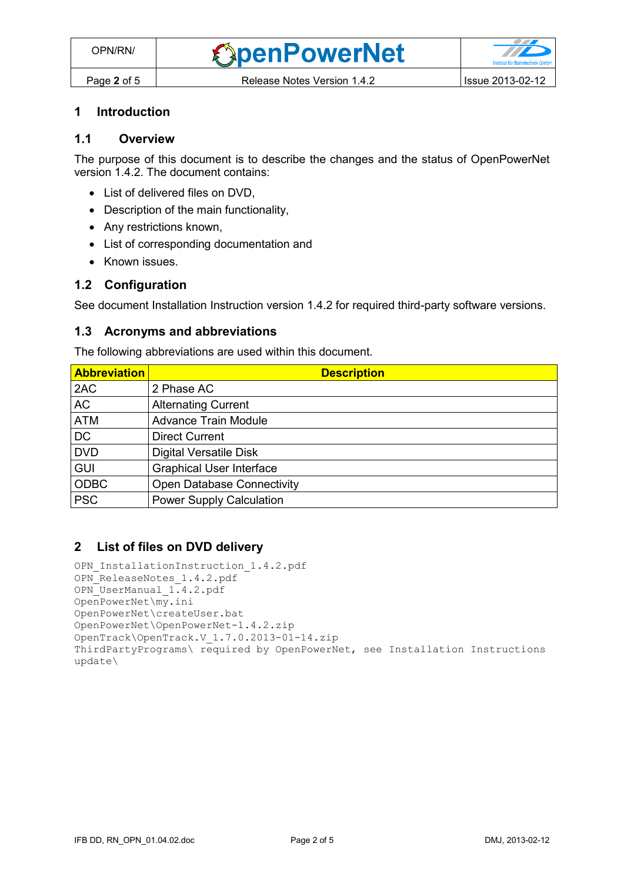# 1 Introduction

## 1.1 Overview

The purpose of this document is to describe the changes and the status of OpenPowerNet version 1.4.2. The document contains:

- List of delivered files on DVD,
- Description of the main functionality,
- Any restrictions known,
- List of corresponding documentation and
- Known issues.

## 1.2 Configuration

See document Installation Instruction version 1.4.2 for required third-party software versions.

## 1.3 Acronyms and abbreviations

The following abbreviations are used within this document.

| Abbreviation | Description |
|---|---|
| 2AC | 2 Phase AC |
| AC | Alternating Current |
| ATM | Advance Train Module |
| DC | Direct Current |
| DVD | Digital Versatile Disk |
| GUI | Graphical User Interface |
| ODBC | Open Database Connectivity |
| PSC | Power Supply Calculation |

# 2 List of files on DVD delivery

```
OPN_InstallationInstruction_1.4.2.pdf
OPN_ReleaseNotes_1.4.2.pdf
OPN_UserManual_1.4.2.pdf
OpenPowerNet\my.ini
OpenPowerNet\createUser.bat
OpenPowerNet\OpenPowerNet-1.4.2.zip
OpenTrack\OpenTrack.V_1.7.0.2013-01-14.zip
ThirdPartyPrograms\ required by OpenPowerNet, see Installation Instructions
update\
```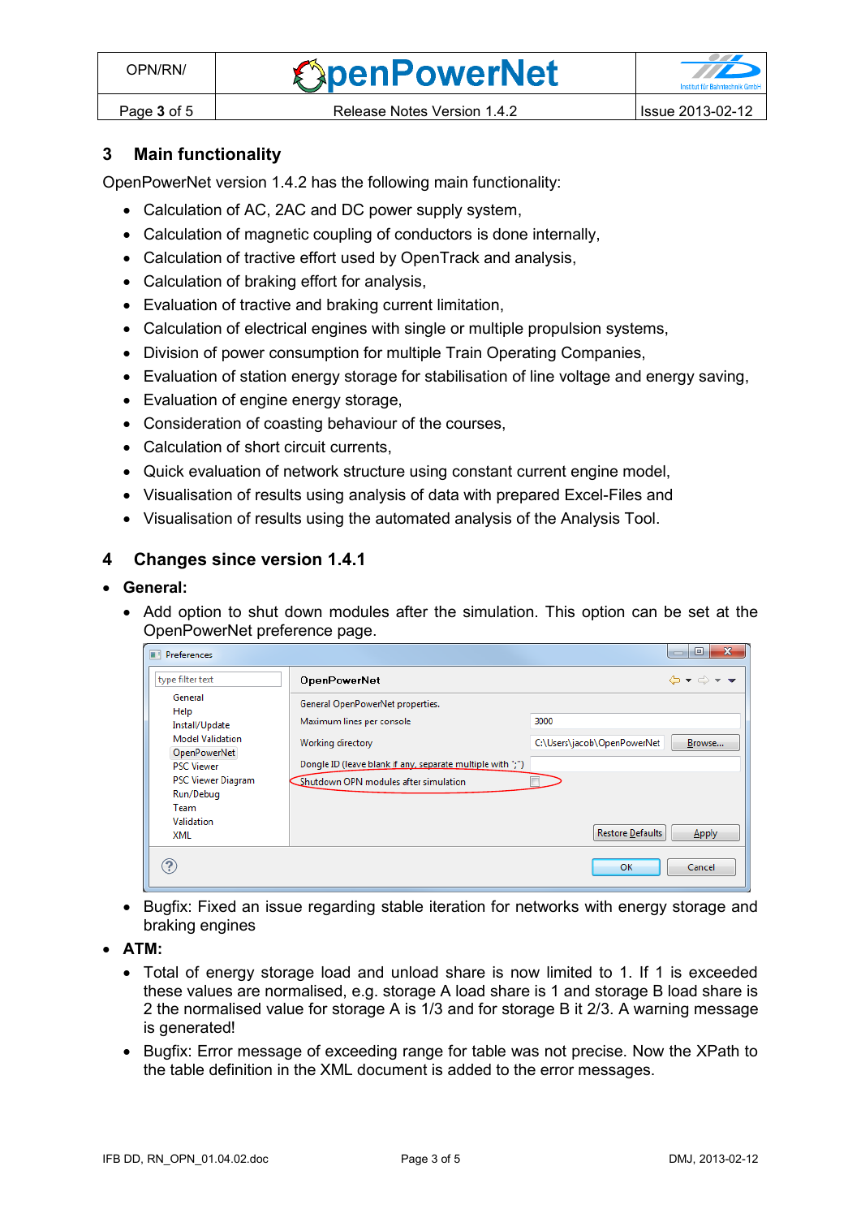## 3 Main functionality

OpenPowerNet version 1.4.2 has the following main functionality:

- Calculation of AC, 2AC and DC power supply system,
- Calculation of magnetic coupling of conductors is done internally,
- Calculation of tractive effort used by OpenTrack and analysis,
- Calculation of braking effort for analysis,
- Evaluation of tractive and braking current limitation,
- Calculation of electrical engines with single or multiple propulsion systems,
- Division of power consumption for multiple Train Operating Companies,
- Evaluation of station energy storage for stabilisation of line voltage and energy saving,
- Evaluation of engine energy storage,
- Consideration of coasting behaviour of the courses,
- Calculation of short circuit currents,
- Quick evaluation of network structure using constant current engine model,
- Visualisation of results using analysis of data with prepared Excel-Files and
- Visualisation of results using the automated analysis of the Analysis Tool.

## 4 Changes since version 1.4.1

- **General:**
  - Add option to shut down modules after the simulation. This option can be set at the OpenPowerNet preference page.
  - Bugfix: Fixed an issue regarding stable iteration for networks with energy storage and braking engines
- **ATM:**
  - Total of energy storage load and unload share is now limited to 1. If 1 is exceeded these values are normalised, e.g. storage A load share is 1 and storage B load share is 2 the normalised value for storage A is 1/3 and for storage B it 2/3. A warning message is generated!
  - Bugfix: Error message of exceeding range for table was not precise. Now the XPath to the table definition in the XML document is added to the error messages.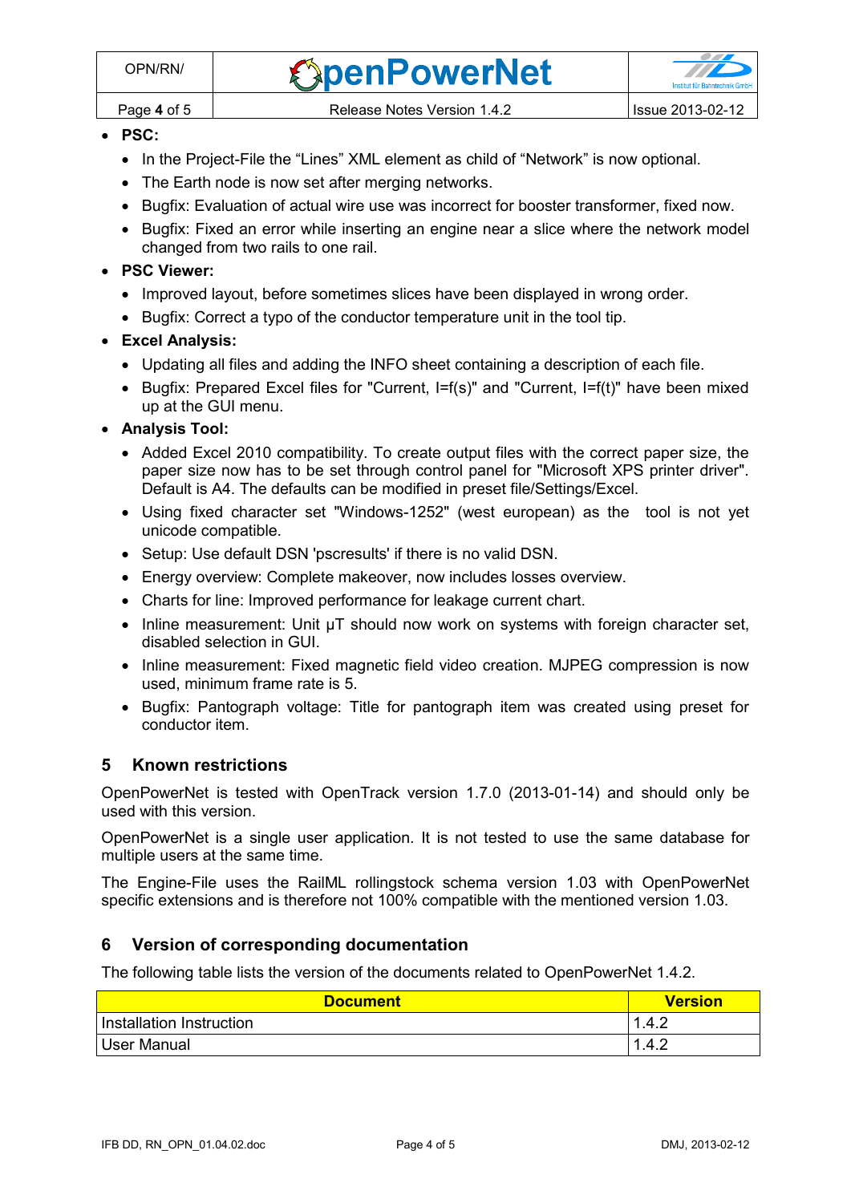- **PSC:**
  - In the Project-File the “Lines” XML element as child of “Network” is now optional.
  - The Earth node is now set after merging networks.
  - Bugfix: Evaluation of actual wire use was incorrect for booster transformer, fixed now.
  - Bugfix: Fixed an error while inserting an engine near a slice where the network model changed from two rails to one rail.
- **PSC Viewer:**
  - Improved layout, before sometimes slices have been displayed in wrong order.
  - Bugfix: Correct a typo of the conductor temperature unit in the tool tip.
- **Excel Analysis:**
  - Updating all files and adding the INFO sheet containing a description of each file.
  - Bugfix: Prepared Excel files for "Current, I=f(s)" and "Current, I=f(t)" have been mixed up at the GUI menu.
- **Analysis Tool:**
  - Added Excel 2010 compatibility. To create output files with the correct paper size, the paper size now has to be set through control panel for "Microsoft XPS printer driver". Default is A4. The defaults can be modified in preset file/Settings/Excel.
  - Using fixed character set "Windows-1252" (west european) as the tool is not yet unicode compatible.
  - Setup: Use default DSN 'pscresults' if there is no valid DSN.
  - Energy overview: Complete makeover, now includes losses overview.
  - Charts for line: Improved performance for leakage current chart.
  - Inline measurement: Unit µT should now work on systems with foreign character set, disabled selection in GUI.
  - Inline measurement: Fixed magnetic field video creation. MJPEG compression is now used, minimum frame rate is 5.
  - Bugfix: Pantograph voltage: Title for pantograph item was created using preset for conductor item.

## 5 Known restrictions

OpenPowerNet is tested with OpenTrack version 1.7.0 (2013-01-14) and should only be used with this version.

OpenPowerNet is a single user application. It is not tested to use the same database for multiple users at the same time.

The Engine-File uses the RailML rollingstock schema version 1.03 with OpenPowerNet specific extensions and is therefore not 100% compatible with the mentioned version 1.03.

## 6 Version of corresponding documentation

The following table lists the version of the documents related to OpenPowerNet 1.4.2.

| Document | Version |
| --- | --- |
| Installation Instruction | 1.4.2 |
| User Manual | 1.4.2 |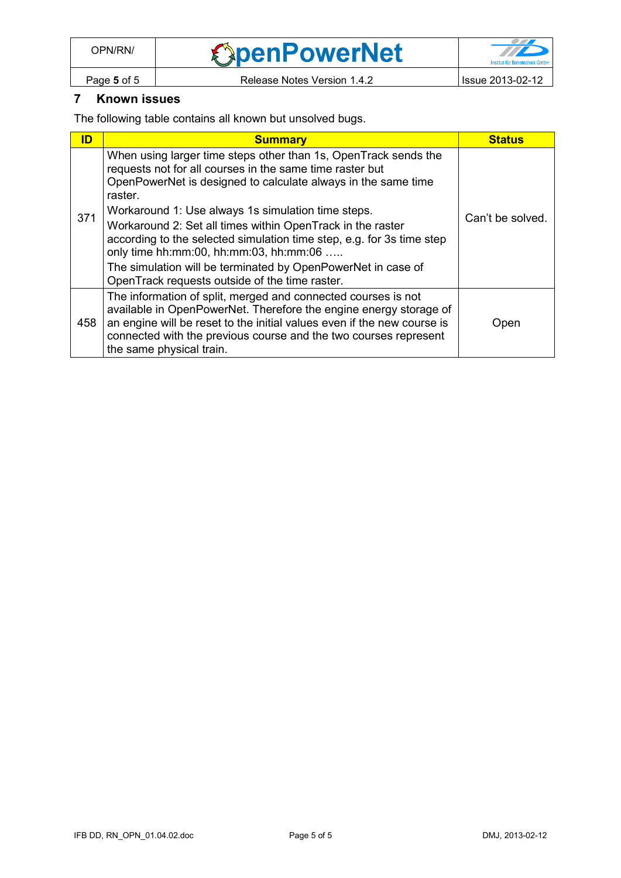## 7 Known issues

The following table contains all known but unsolved bugs.

| ID | Summary | Status |
|---|---|---|
| 371 | When using larger time steps other than 1s, OpenTrack sends the requests not for all courses in the same time raster but OpenPowerNet is designed to calculate always in the same time raster.<br>Workaround 1: Use always 1s simulation time steps.<br>Workaround 2: Set all times within OpenTrack in the raster according to the selected simulation time step, e.g. for 3s time step only time hh:mm:00, hh:mm:03, hh:mm:06 …..<br>The simulation will be terminated by OpenPowerNet in case of OpenTrack requests outside of the time raster. | Can't be solved. |
| 458 | The information of split, merged and connected courses is not available in OpenPowerNet. Therefore the engine energy storage of an engine will be reset to the initial values even if the new course is connected with the previous course and the two courses represent the same physical train. | Open |